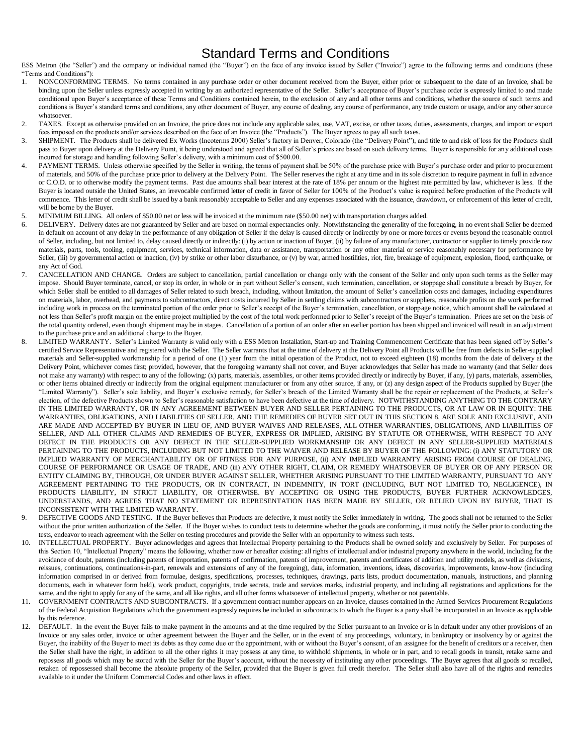# Standard Terms and Conditions

ESS Metron (the "Seller") and the company or individual named (the "Buyer") on the face of any invoice issued by Seller ("Invoice") agree to the following terms and conditions (these "Terms and Conditions"):

1. NONCONFORMING TERMS. No terms contained in any purchase order or other document received from the Buyer, either prior or subsequent to the date of an Invoice, shall be binding upon the Seller unless expressly accepted in writing by an authorized representative of the Seller. Seller's acceptance of Buyer's purchase order is expressly limited to and made conditional upon Buyer's acceptance of these Terms and Conditions contained herein, to the exclusion of any and all other terms and conditions, whether the source of such terms and conditions is Buyer's standard terms and conditions, any other document of Buyer, any course of dealing, any course of performance, any trade custom or usage, and/or any other source whatsoever.
2. TAXES. Except as otherwise provided on an Invoice, the price does not include any applicable sales, use, VAT, excise, or other taxes, duties, assessments, charges, and import or export fees imposed on the products and/or services described on the face of an Invoice (the "Products"). The Buyer agrees to pay all such taxes.
3. SHIPMENT. The Products shall be delivered Ex Works (Incoterms 2000) Seller's factory in Denver, Colorado (the "Delivery Point"), and title to and risk of loss for the Products shall pass to Buyer upon delivery at the Delivery Point, it being understood and agreed that all of Seller's prices are based on such delivery terms. Buyer is responsible for any additional costs incurred for storage and handling following Seller's delivery, with a minimum cost of $500.00.
4. PAYMENT TERMS. Unless otherwise specified by the Seller in writing, the terms of payment shall be 50% of the purchase price with Buyer's purchase order and prior to procurement of materials, and 50% of the purchase price prior to delivery at the Delivery Point. The Seller reserves the right at any time and in its sole discretion to require payment in full in advance or C.O.D. or to otherwise modify the payment terms. Past due amounts shall bear interest at the rate of 18% per annum or the highest rate permitted by law, whichever is less. If the Buyer is located outside the United States, an irrevocable confirmed letter of credit in favor of Seller for 100% of the Product's value is required before production of the Products will commence. This letter of credit shall be issued by a bank reasonably acceptable to Seller and any expenses associated with the issuance, drawdown, or enforcement of this letter of credit, will be borne by the Buyer.
5. MINIMUM BILLING. All orders of $50.00 net or less will be invoiced at the minimum rate ($50.00 net) with transportation charges added.
6. DELIVERY. Delivery dates are not guaranteed by Seller and are based on normal expectancies only. Notwithstanding the generality of the foregoing, in no event shall Seller be deemed in default on account of any delay in the performance of any obligation of Seller if the delay is caused directly or indirectly by one or more forces or events beyond the reasonable control of Seller, including, but not limited to, delay caused directly or indirectly: (i) by action or inaction of Buyer, (ii) by failure of any manufacturer, contractor or supplier to timely provide raw materials, parts, tools, tooling, equipment, services, technical information, data or assistance, transportation or any other material or service reasonably necessary for performance by Seller, (iii) by governmental action or inaction, (iv) by strike or other labor disturbance, or (v) by war, armed hostilities, riot, fire, breakage of equipment, explosion, flood, earthquake, or any Act of God.
7. CANCELLATION AND CHANGE. Orders are subject to cancellation, partial cancellation or change only with the consent of the Seller and only upon such terms as the Seller may impose. Should Buyer terminate, cancel, or stop its order, in whole or in part without Seller's consent, such termination, cancellation, or stoppage shall constitute a breach by Buyer, for which Seller shall be entitled to all damages of Seller related to such breach, including, without limitation, the amount of Seller's cancellation costs and damages, including expenditures on materials, labor, overhead, and payments to subcontractors, direct costs incurred by Seller in settling claims with subcontractors or suppliers, reasonable profits on the work performed including work in process on the terminated portion of the order prior to Seller's receipt of the Buyer's termination, cancellation, or stoppage notice, which amount shall be calculated at not less than Seller's profit margin on the entire project multiplied by the cost of the total work performed prior to Seller's receipt of the Buyer's termination. Prices are set on the basis of the total quantity ordered, even though shipment may be in stages. Cancellation of a portion of an order after an earlier portion has been shipped and invoiced will result in an adjustment to the purchase price and an additional charge to the Buyer.
8. LIMITED WARRANTY. Seller's Limited Warranty is valid only with a ESS Metron Installation, Start-up and Training Commencement Certificate that has been signed off by Seller's certified Service Representative and registered with the Seller. The Seller warrants that at the time of delivery at the Delivery Point all Products will be free from defects in Seller-supplied materials and Seller-supplied workmanship for a period of one (1) year from the initial operation of the Product, not to exceed eighteen (18) months from the date of delivery at the Delivery Point, whichever comes first; provided, however, that the foregoing warranty shall not cover, and Buyer acknowledges that Seller has made no warranty (and that Seller does not make any warranty) with respect to any of the following: (x) parts, materials, assemblies, or other items provided directly or indirectly by Buyer, if any, (y) parts, materials, assemblies, or other items obtained directly or indirectly from the original equipment manufacturer or from any other source, if any, or (z) any design aspect of the Products supplied by Buyer (the "Limited Warranty"). Seller's sole liability, and Buyer's exclusive remedy, for Seller's breach of the Limited Warranty shall be the repair or replacement of the Products, at Seller's election, of the defective Products shown to Seller's reasonable satisfaction to have been defective at the time of delivery. NOTWITHSTANDING ANYTHING TO THE CONTRARY IN THE LIMITED WARRANTY, OR IN ANY AGREEMENT BETWEEN BUYER AND SELLER PERTAINING TO THE PRODUCTS, OR AT LAW OR IN EQUITY: THE WARRANTIES, OBLIGATIONS, AND LIABILITIES OF SELLER, AND THE REMEDIES OF BUYER SET OUT IN THIS SECTION 8, ARE SOLE AND EXCLUSIVE, AND ARE MADE AND ACCEPTED BY BUYER IN LIEU OF, AND BUYER WAIVES AND RELEASES, ALL OTHER WARRANTIES, OBLIGATIONS, AND LIABILITIES OF SELLER, AND ALL OTHER CLAIMS AND REMEDIES OF BUYER, EXPRESS OR IMPLIED, ARISING BY STATUTE OR OTHERWISE, WITH RESPECT TO ANY DEFECT IN THE PRODUCTS OR ANY DEFECT IN THE SELLER-SUPPLIED WORKMANSHIP OR ANY DEFECT IN ANY SELLER-SUPPLIED MATERIALS PERTAINING TO THE PRODUCTS, INCLUDING BUT NOT LIMITED TO THE WAIVER AND RELEASE BY BUYER OF THE FOLLOWING: (i) ANY STATUTORY OR IMPLIED WARRANTY OF MERCHANTABILITY OR OF FITNESS FOR ANY PURPOSE, (ii) ANY IMPLIED WARRANTY ARISING FROM COURSE OF DEALING, COURSE OF PERFORMANCE OR USAGE OF TRADE, AND (iii) ANY OTHER RIGHT, CLAIM, OR REMEDY WHATSOEVER OF BUYER OR OF ANY PERSON OR ENTITY CLAIMING BY, THROUGH, OR UNDER BUYER AGAINST SELLER, WHETHER ARISING PURSUANT TO THE LIMITED WARRANTY, PURSUANT TO ANY AGREEMENT PERTAINING TO THE PRODUCTS, OR IN CONTRACT, IN INDEMNITY, IN TORT (INCLUDING, BUT NOT LIMITED TO, NEGLIGENCE), IN PRODUCTS LIABILITY, IN STRICT LIABILITY, OR OTHERWISE. BY ACCEPTING OR USING THE PRODUCTS, BUYER FURTHER ACKNOWLEDGES, UNDERSTANDS, AND AGREES THAT NO STATEMENT OR REPRESENTATION HAS BEEN MADE BY SELLER, OR RELIED UPON BY BUYER, THAT IS INCONSISTENT WITH THE LIMITED WARRANTY.
9. DEFECTIVE GOODS AND TESTING. If the Buyer believes that Products are defective, it must notify the Seller immediately in writing. The goods shall not be returned to the Seller without the prior written authorization of the Seller. If the Buyer wishes to conduct tests to determine whether the goods are conforming, it must notify the Seller prior to conducting the tests, endeavor to reach agreement with the Seller on testing procedures and provide the Seller with an opportunity to witness such tests.
10. INTELLECTUAL PROPERTY. Buyer acknowledges and agrees that Intellectual Property pertaining to the Products shall be owned solely and exclusively by Seller. For purposes of this Section 10, "Intellectual Property" means the following, whether now or hereafter existing: all rights of intellectual and/or industrial property anywhere in the world, including for the avoidance of doubt, patents (including patents of importation, patents of confirmation, patents of improvement, patents and certificates of addition and utility models, as well as divisions, reissues, continuations, continuations-in-part, renewals and extensions of any of the foregoing), data, information, inventions, ideas, discoveries, improvements, know-how (including information comprised in or derived from formulae, designs, specifications, processes, techniques, drawings, parts lists, product documentation, manuals, instructions, and planning documents, each in whatever form held), work product, copyrights, trade secrets, trade and services marks, industrial property, and including all registrations and applications for the same, and the right to apply for any of the same, and all like rights, and all other forms whatsoever of intellectual property, whether or not patentable.
11. GOVERNMENT CONTRACTS AND SUBCONTRACTS. If a government contract number appears on an Invoice, clauses contained in the Armed Services Procurement Regulations of the Federal Acquisition Regulations which the government expressly requires be included in subcontracts to which the Buyer is a party shall be incorporated in an Invoice as applicable by this reference.
12. DEFAULT. In the event the Buyer fails to make payment in the amounts and at the time required by the Seller pursuant to an Invoice or is in default under any other provisions of an Invoice or any sales order, invoice or other agreement between the Buyer and the Seller, or in the event of any proceedings, voluntary, in bankruptcy or insolvency by or against the Buyer, the inability of the Buyer to meet its debts as they come due or the appointment, with or without the Buyer's consent, of an assignee for the benefit of creditors or a receiver, then the Seller shall have the right, in addition to all the other rights it may possess at any time, to withhold shipments, in whole or in part, and to recall goods in transit, retake same and repossess all goods which may be stored with the Seller for the Buyer's account, without the necessity of instituting any other proceedings. The Buyer agrees that all goods so recalled, retaken of repossessed shall become the absolute property of the Seller, provided that the Buyer is given full credit therefor. The Seller shall also have all of the rights and remedies available to it under the Uniform Commercial Codes and other laws in effect.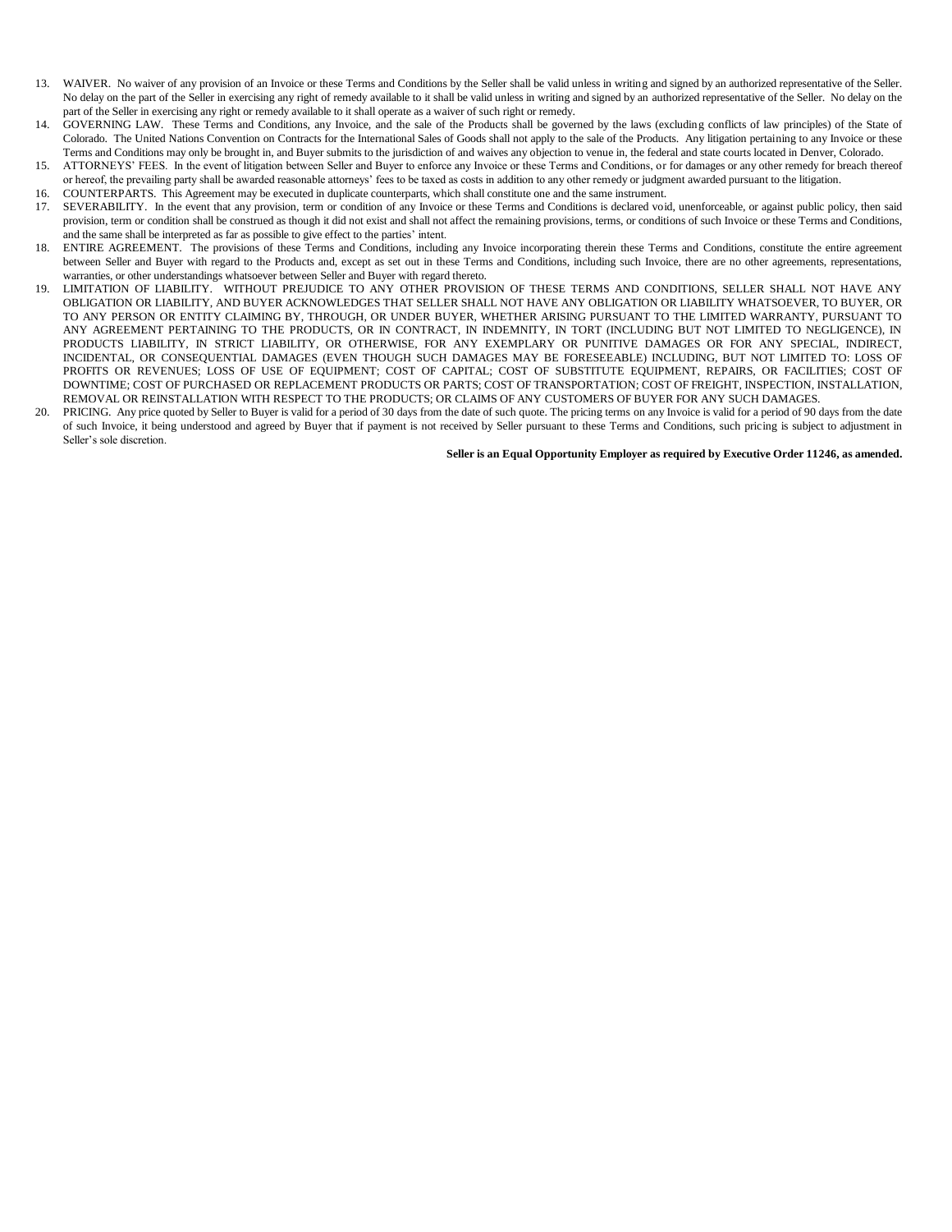13. WAIVER. No waiver of any provision of an Invoice or these Terms and Conditions by the Seller shall be valid unless in writing and signed by an authorized representative of the Seller. No delay on the part of the Seller in exercising any right of remedy available to it shall be valid unless in writing and signed by an authorized representative of the Seller. No delay on the part of the Seller in exercising any right or remedy available to it shall operate as a waiver of such right or remedy.
14. GOVERNING LAW. These Terms and Conditions, any Invoice, and the sale of the Products shall be governed by the laws (excluding conflicts of law principles) of the State of Colorado. The United Nations Convention on Contracts for the International Sales of Goods shall not apply to the sale of the Products. Any litigation pertaining to any Invoice or these Terms and Conditions may only be brought in, and Buyer submits to the jurisdiction of and waives any objection to venue in, the federal and state courts located in Denver, Colorado.
15. ATTORNEYS' FEES. In the event of litigation between Seller and Buyer to enforce any Invoice or these Terms and Conditions, or for damages or any other remedy for breach thereof or hereof, the prevailing party shall be awarded reasonable attorneys' fees to be taxed as costs in addition to any other remedy or judgment awarded pursuant to the litigation.
16. COUNTERPARTS. This Agreement may be executed in duplicate counterparts, which shall constitute one and the same instrument.
17. SEVERABILITY. In the event that any provision, term or condition of any Invoice or these Terms and Conditions is declared void, unenforceable, or against public policy, then said provision, term or condition shall be construed as though it did not exist and shall not affect the remaining provisions, terms, or conditions of such Invoice or these Terms and Conditions, and the same shall be interpreted as far as possible to give effect to the parties' intent.
18. ENTIRE AGREEMENT. The provisions of these Terms and Conditions, including any Invoice incorporating therein these Terms and Conditions, constitute the entire agreement between Seller and Buyer with regard to the Products and, except as set out in these Terms and Conditions, including such Invoice, there are no other agreements, representations, warranties, or other understandings whatsoever between Seller and Buyer with regard thereto.
19. LIMITATION OF LIABILITY. WITHOUT PREJUDICE TO ANY OTHER PROVISION OF THESE TERMS AND CONDITIONS, SELLER SHALL NOT HAVE ANY OBLIGATION OR LIABILITY, AND BUYER ACKNOWLEDGES THAT SELLER SHALL NOT HAVE ANY OBLIGATION OR LIABILITY WHATSOEVER, TO BUYER, OR TO ANY PERSON OR ENTITY CLAIMING BY, THROUGH, OR UNDER BUYER, WHETHER ARISING PURSUANT TO THE LIMITED WARRANTY, PURSUANT TO ANY AGREEMENT PERTAINING TO THE PRODUCTS, OR IN CONTRACT, IN INDEMNITY, IN TORT (INCLUDING BUT NOT LIMITED TO NEGLIGENCE), IN PRODUCTS LIABILITY, IN STRICT LIABILITY, OR OTHERWISE, FOR ANY EXEMPLARY OR PUNITIVE DAMAGES OR FOR ANY SPECIAL, INDIRECT, INCIDENTAL, OR CONSEQUENTIAL DAMAGES (EVEN THOUGH SUCH DAMAGES MAY BE FORESEEABLE) INCLUDING, BUT NOT LIMITED TO: LOSS OF PROFITS OR REVENUES; LOSS OF USE OF EQUIPMENT; COST OF CAPITAL; COST OF SUBSTITUTE EQUIPMENT, REPAIRS, OR FACILITIES; COST OF DOWNTIME; COST OF PURCHASED OR REPLACEMENT PRODUCTS OR PARTS; COST OF TRANSPORTATION; COST OF FREIGHT, INSPECTION, INSTALLATION, REMOVAL OR REINSTALLATION WITH RESPECT TO THE PRODUCTS; OR CLAIMS OF ANY CUSTOMERS OF BUYER FOR ANY SUCH DAMAGES.
20. PRICING. Any price quoted by Seller to Buyer is valid for a period of 30 days from the date of such quote. The pricing terms on any Invoice is valid for a period of 90 days from the date of such Invoice, it being understood and agreed by Buyer that if payment is not received by Seller pursuant to these Terms and Conditions, such pricing is subject to adjustment in Seller's sole discretion.

**Seller is an Equal Opportunity Employer as required by Executive Order 11246, as amended.**